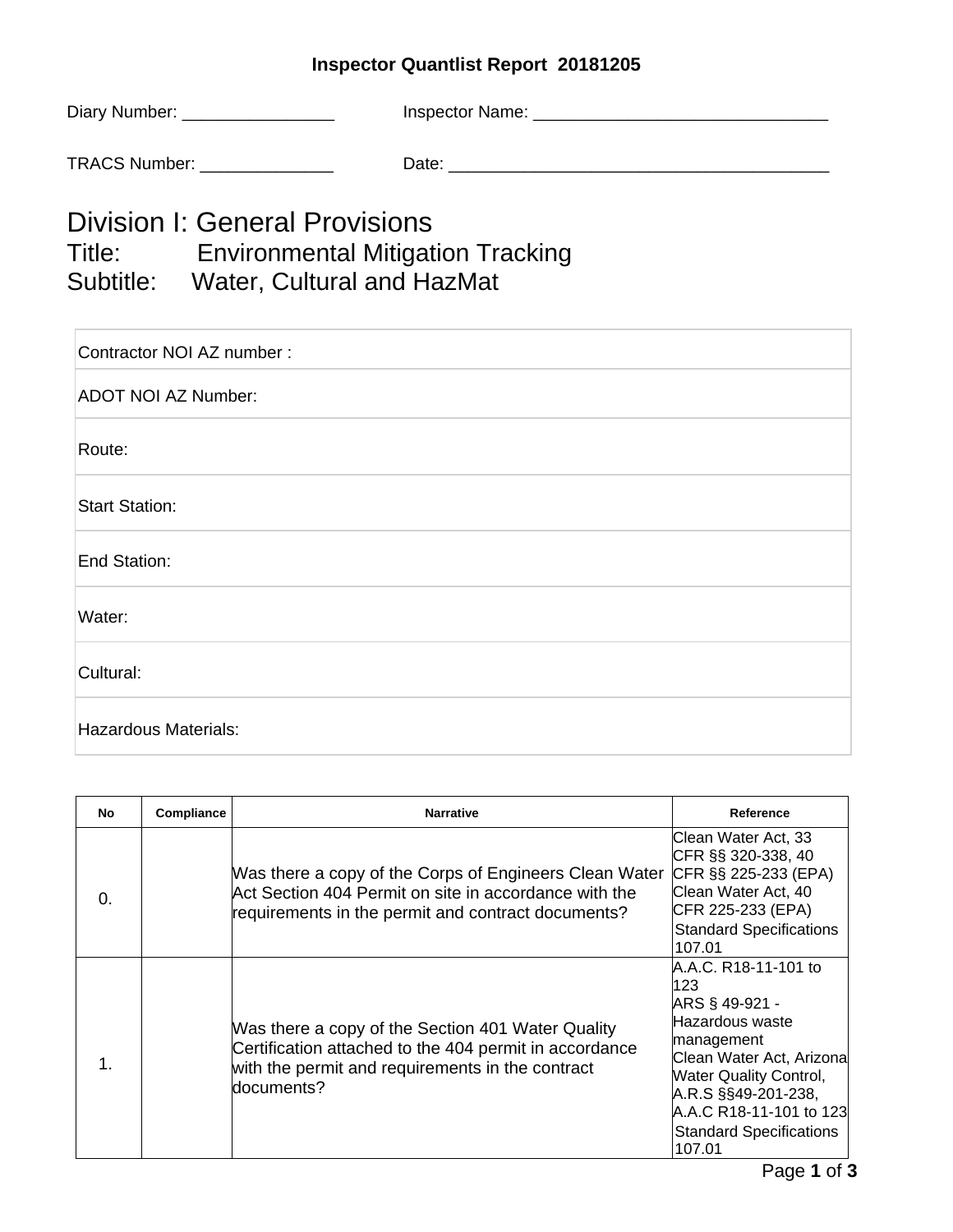**Inspector Quantlist Report 20181205**

Diary Number: ________________ Inspector Name: _______________________________

TRACS Number: ______________ Date: ________________________________________

# Division I: General Provisions

## Title: Environmental Mitigation Tracking

## Subtitle: Water, Cultural and HazMat

| |
|---|
| Contractor NOI AZ number : |
| ADOT NOI AZ Number: |
| Route: |
| Start Station: |
| End Station: |
| Water: |
| Cultural: |
| Hazardous Materials: |

| No | Compliance | Narrative | Reference |
|---|---|---|---|
| 0. | | Was there a copy of the Corps of Engineers Clean Water Act Section 404 Permit on site in accordance with the requirements in the permit and contract documents? | Clean Water Act, 33 CFR §§ 320-338, 40 CFR §§ 225-233 (EPA) Clean Water Act, 40 CFR 225-233 (EPA) Standard Specifications 107.01 |
| 1. | | Was there a copy of the Section 401 Water Quality Certification attached to the 404 permit in accordance with the permit and requirements in the contract documents? | A.A.C. R18-11-101 to 123 ARS § 49-921 - Hazardous waste management Clean Water Act, Arizona Water Quality Control, A.R.S §§49-201-238, A.A.C R18-11-101 to 123 Standard Specifications 107.01 |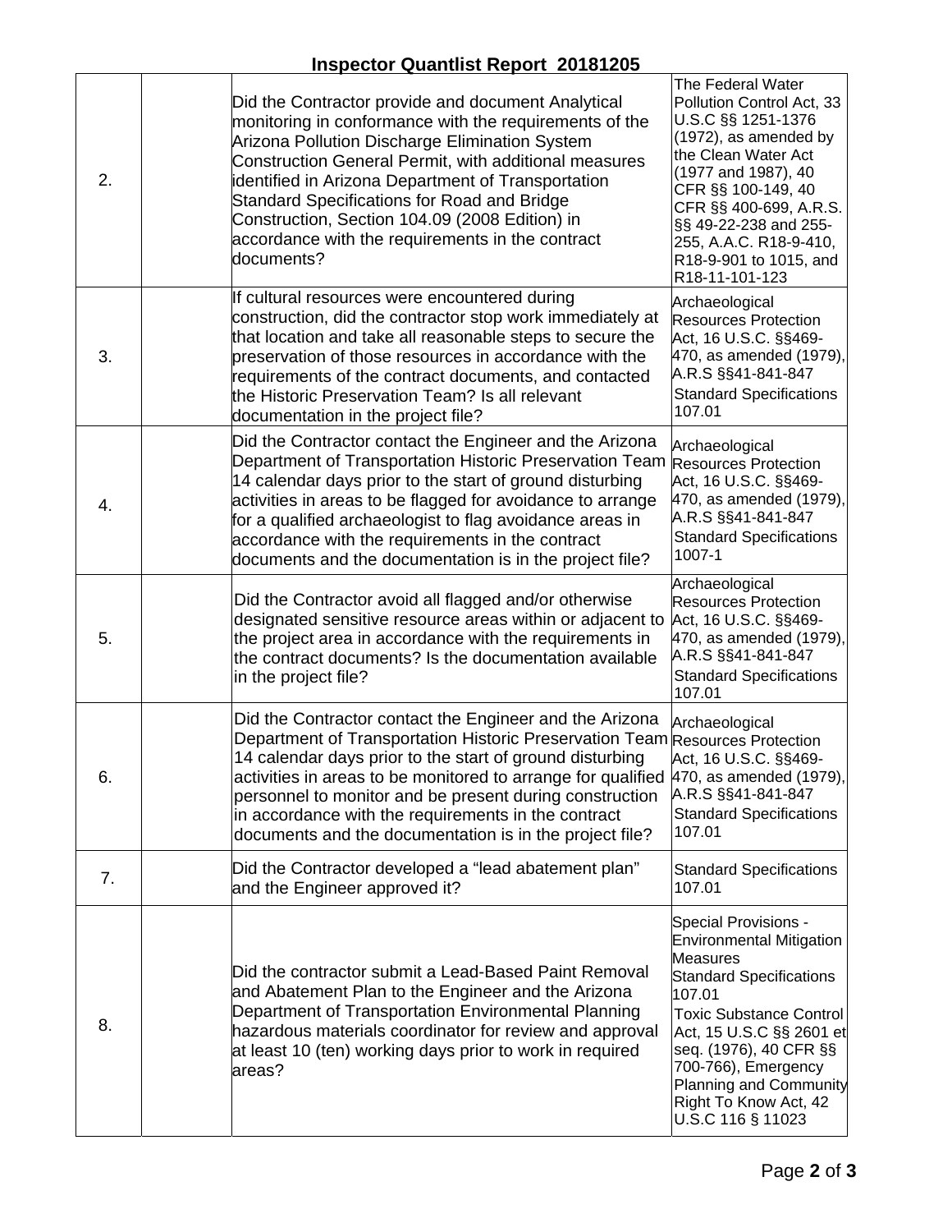# Inspector Quantlist Report 20181205

| | | | |
|---|---|---|---|
| 2. | | Did the Contractor provide and document Analytical monitoring in conformance with the requirements of the Arizona Pollution Discharge Elimination System Construction General Permit, with additional measures identified in Arizona Department of Transportation Standard Specifications for Road and Bridge Construction, Section 104.09 (2008 Edition) in accordance with the requirements in the contract documents? | The Federal Water Pollution Control Act, 33 U.S.C §§ 1251-1376 (1972), as amended by the Clean Water Act (1977 and 1987), 40 CFR §§ 100-149, 40 CFR §§ 400-699, A.R.S. §§ 49-22-238 and 255-255, A.A.C. R18-9-410, R18-9-901 to 1015, and R18-11-101-123 |
| 3. | | If cultural resources were encountered during construction, did the contractor stop work immediately at that location and take all reasonable steps to secure the preservation of those resources in accordance with the requirements of the contract documents, and contacted the Historic Preservation Team? Is all relevant documentation in the project file? | Archaeological Resources Protection Act, 16 U.S.C. §§469-470, as amended (1979), A.R.S §§41-841-847 Standard Specifications 107.01 |
| 4. | | Did the Contractor contact the Engineer and the Arizona Department of Transportation Historic Preservation Team 14 calendar days prior to the start of ground disturbing activities in areas to be flagged for avoidance to arrange for a qualified archaeologist to flag avoidance areas in accordance with the requirements in the contract documents and the documentation is in the project file? | Archaeological Resources Protection Act, 16 U.S.C. §§469-470, as amended (1979), A.R.S §§41-841-847 Standard Specifications 1007-1 |
| 5. | | Did the Contractor avoid all flagged and/or otherwise designated sensitive resource areas within or adjacent to the project area in accordance with the requirements in the contract documents? Is the documentation available in the project file? | Archaeological Resources Protection Act, 16 U.S.C. §§469-470, as amended (1979), A.R.S §§41-841-847 Standard Specifications 107.01 |
| 6. | | Did the Contractor contact the Engineer and the Arizona Department of Transportation Historic Preservation Team 14 calendar days prior to the start of ground disturbing activities in areas to be monitored to arrange for qualified personnel to monitor and be present during construction in accordance with the requirements in the contract documents and the documentation is in the project file? | Archaeological Resources Protection Act, 16 U.S.C. §§469-470, as amended (1979), A.R.S §§41-841-847 Standard Specifications 107.01 |
| 7. | | Did the Contractor developed a "lead abatement plan" and the Engineer approved it? | Standard Specifications 107.01 |
| 8. | | Did the contractor submit a Lead-Based Paint Removal and Abatement Plan to the Engineer and the Arizona Department of Transportation Environmental Planning hazardous materials coordinator for review and approval at least 10 (ten) working days prior to work in required areas? | Special Provisions - Environmental Mitigation Measures Standard Specifications 107.01 Toxic Substance Control Act, 15 U.S.C §§ 2601 et seq. (1976), 40 CFR §§ 700-766), Emergency Planning and Community Right To Know Act, 42 U.S.C 116 § 11023 |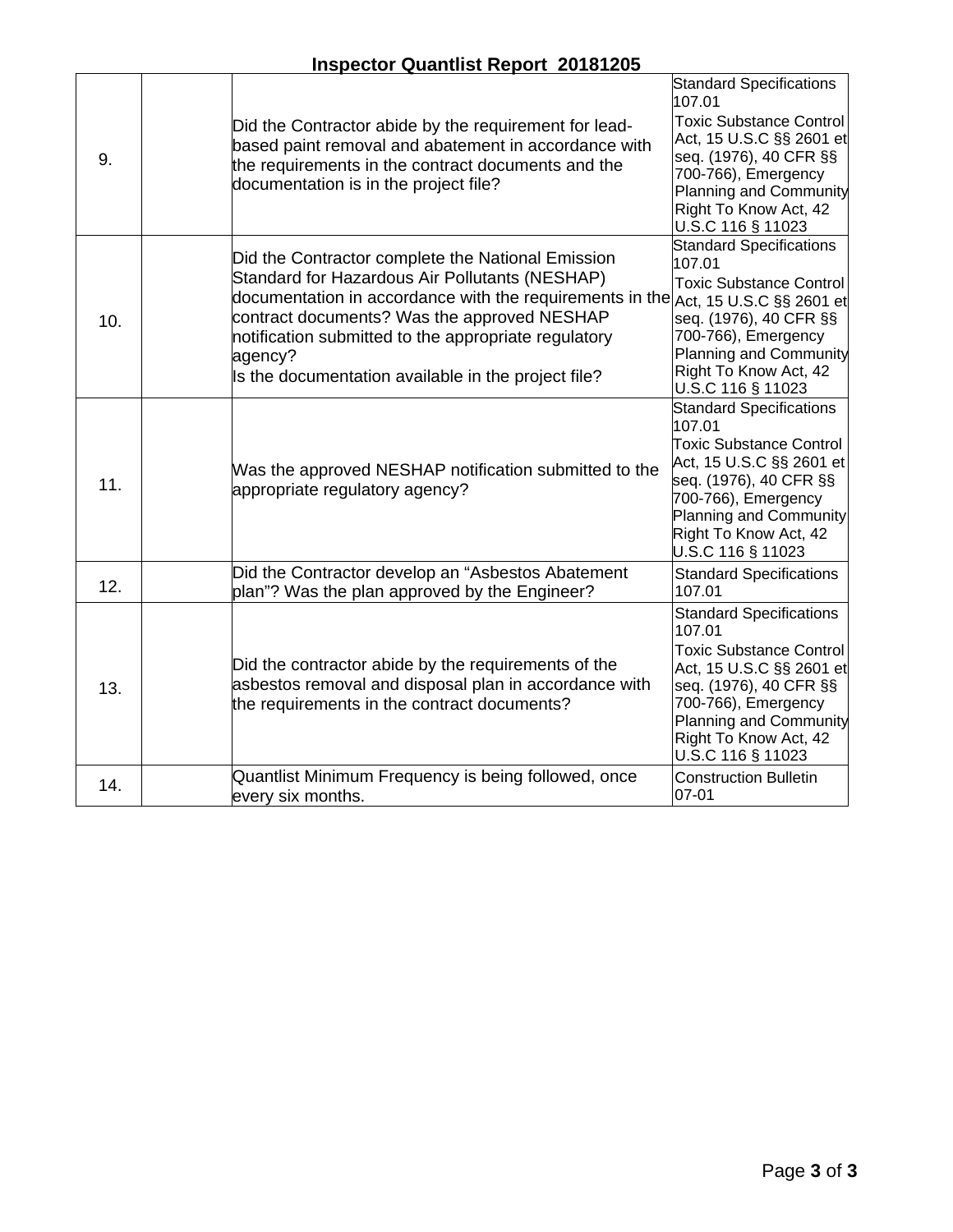**Inspector Quantlist Report 20181205**

| | | | |
|---|---|---|---|
| 9. | | Did the Contractor abide by the requirement for lead-based paint removal and abatement in accordance with the requirements in the contract documents and the documentation is in the project file? | Standard Specifications 107.01<br>Toxic Substance Control Act, 15 U.S.C §§ 2601 et seq. (1976), 40 CFR §§ 700-766), Emergency Planning and Community Right To Know Act, 42 U.S.C 116 § 11023 |
| 10. | | Did the Contractor complete the National Emission Standard for Hazardous Air Pollutants (NESHAP) documentation in accordance with the requirements in the contract documents? Was the approved NESHAP notification submitted to the appropriate regulatory agency?<br>Is the documentation available in the project file? | Standard Specifications 107.01<br>Toxic Substance Control Act, 15 U.S.C §§ 2601 et seq. (1976), 40 CFR §§ 700-766), Emergency Planning and Community Right To Know Act, 42 U.S.C 116 § 11023 |
| 11. | | Was the approved NESHAP notification submitted to the appropriate regulatory agency? | Standard Specifications 107.01<br>Toxic Substance Control Act, 15 U.S.C §§ 2601 et seq. (1976), 40 CFR §§ 700-766), Emergency Planning and Community Right To Know Act, 42 U.S.C 116 § 11023 |
| 12. | | Did the Contractor develop an “Asbestos Abatement plan”? Was the plan approved by the Engineer? | Standard Specifications 107.01 |
| 13. | | Did the contractor abide by the requirements of the asbestos removal and disposal plan in accordance with the requirements in the contract documents? | Standard Specifications 107.01<br>Toxic Substance Control Act, 15 U.S.C §§ 2601 et seq. (1976), 40 CFR §§ 700-766), Emergency Planning and Community Right To Know Act, 42 U.S.C 116 § 11023 |
| 14. | | Quantlist Minimum Frequency is being followed, once every six months. | Construction Bulletin 07-01 |